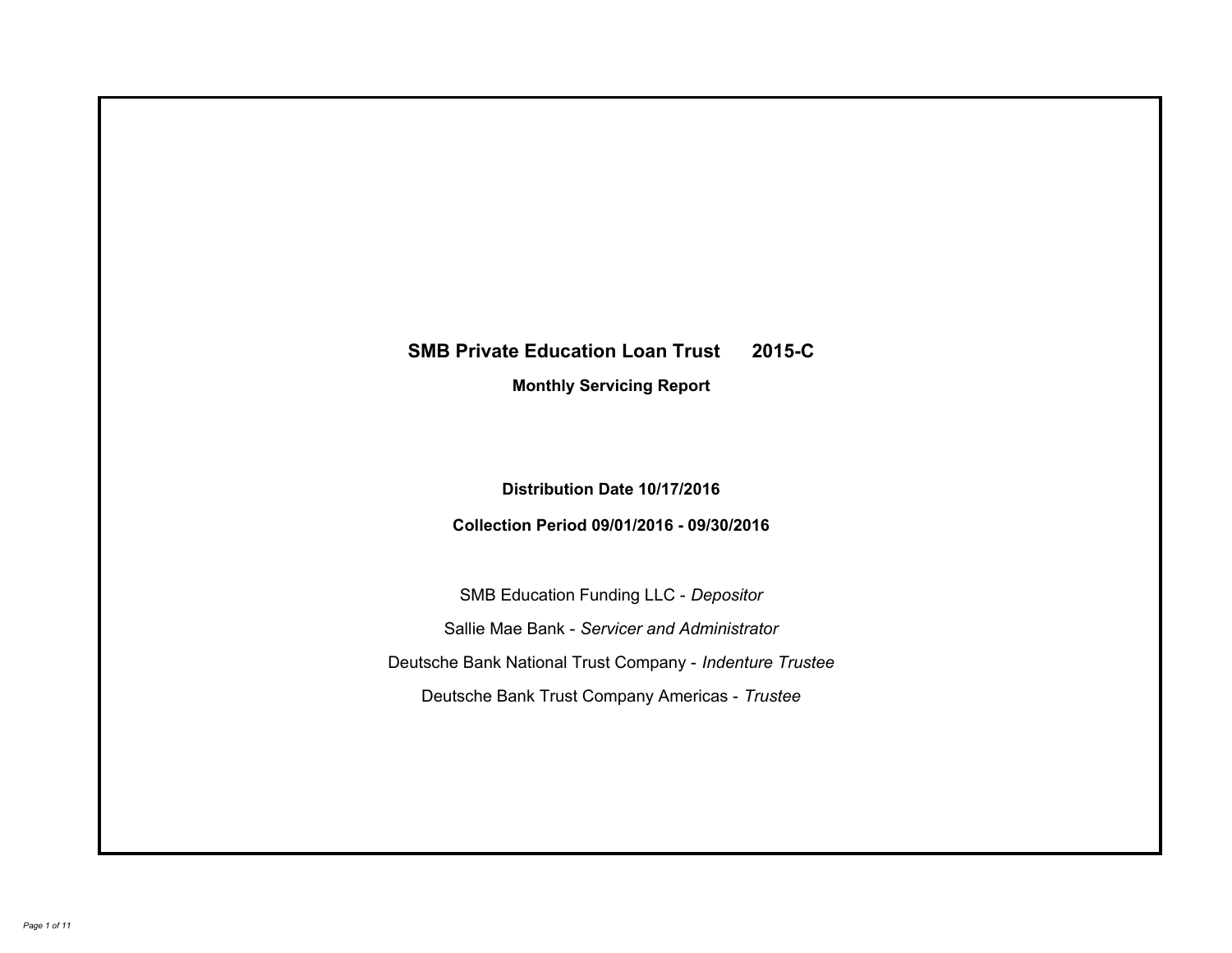# SMB Private Education Loan Trust 2015-C

## Monthly Servicing Report

**Distribution Date 10/17/2016**

**Collection Period 09/01/2016 - 09/30/2016**

SMB Education Funding LLC - *Depositor*

Sallie Mae Bank - *Servicer and Administrator*

Deutsche Bank National Trust Company - *Indenture Trustee*

Deutsche Bank Trust Company Americas - *Trustee*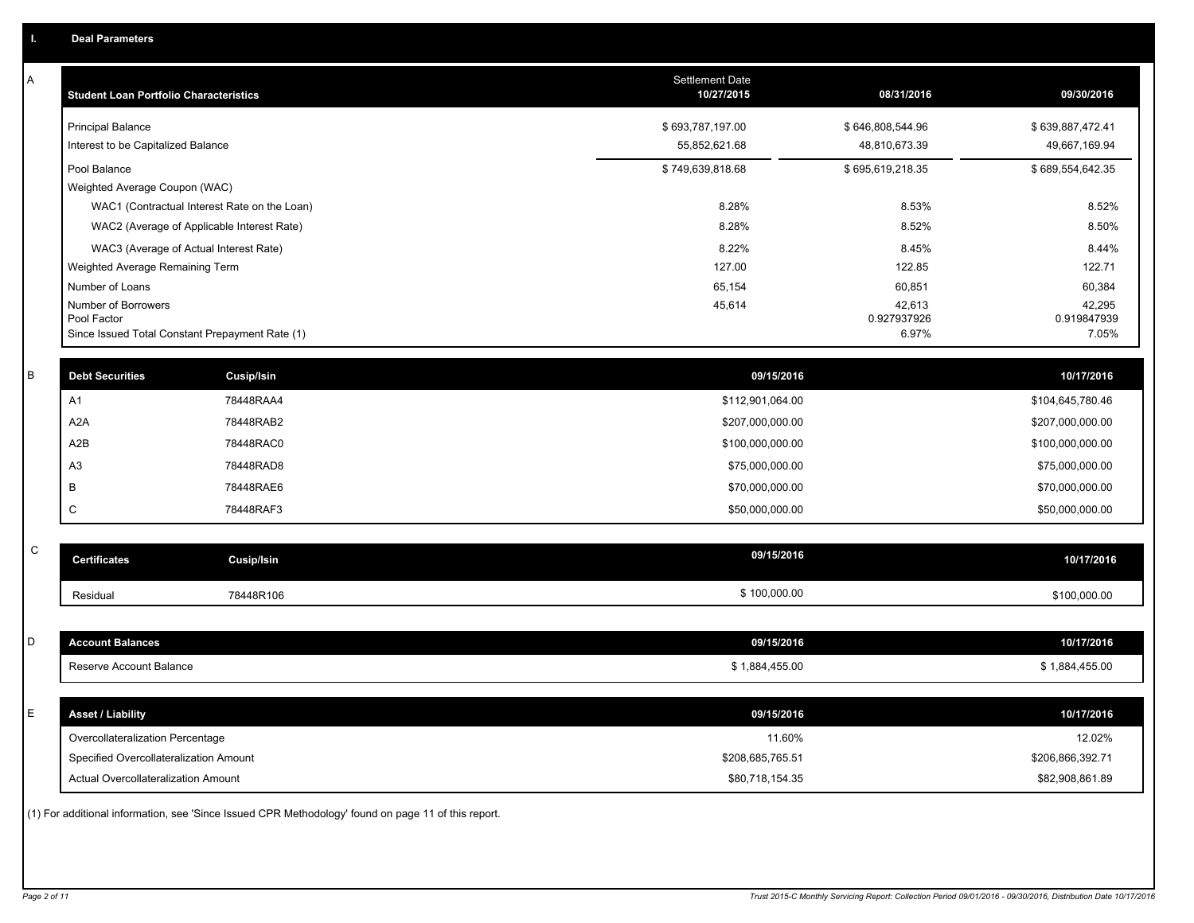## I. Deal Parameters

### A

| Student Loan Portfolio Characteristics | Settlement Date 10/27/2015 | 08/31/2016 | 09/30/2016 |
|---|---|---|---|
| Principal Balance | $ 693,787,197.00 | $ 646,808,544.96 | $ 639,887,472.41 |
| Interest to be Capitalized Balance | 55,852,621.68 | 48,810,673.39 | 49,667,169.94 |
| Pool Balance | $ 749,639,818.68 | $ 695,619,218.35 | $ 689,554,642.35 |
| Weighted Average Coupon (WAC) | | | |
| WAC1 (Contractual Interest Rate on the Loan) | 8.28% | 8.53% | 8.52% |
| WAC2 (Average of Applicable Interest Rate) | 8.28% | 8.52% | 8.50% |
| WAC3 (Average of Actual Interest Rate) | 8.22% | 8.45% | 8.44% |
| Weighted Average Remaining Term | 127.00 | 122.85 | 122.71 |
| Number of Loans | 65,154 | 60,851 | 60,384 |
| Number of Borrowers | 45,614 | 42,613 | 42,295 |
| Pool Factor | | 0.927937926 | 0.919847939 |
| Since Issued Total Constant Prepayment Rate (1) | | 6.97% | 7.05% |

### B

| Debt Securities | Cusip/Isin | 09/15/2016 | 10/17/2016 |
|---|---|---|---|
| A1 | 78448RAA4 | $112,901,064.00 | $104,645,780.46 |
| A2A | 78448RAB2 | $207,000,000.00 | $207,000,000.00 |
| A2B | 78448RAC0 | $100,000,000.00 | $100,000,000.00 |
| A3 | 78448RAD8 | $75,000,000.00 | $75,000,000.00 |
| B | 78448RAE6 | $70,000,000.00 | $70,000,000.00 |
| C | 78448RAF3 | $50,000,000.00 | $50,000,000.00 |

### C

| Certificates | Cusip/Isin | 09/15/2016 | 10/17/2016 |
|---|---|---|---|
| Residual | 78448R106 | $ 100,000.00 | $100,000.00 |

### D

| Account Balances | 09/15/2016 | 10/17/2016 |
|---|---|---|
| Reserve Account Balance | $ 1,884,455.00 | $ 1,884,455.00 |

### E

| Asset / Liability | 09/15/2016 | 10/17/2016 |
|---|---|---|
| Overcollateralization Percentage | 11.60% | 12.02% |
| Specified Overcollateralization Amount | $208,685,765.51 | $206,866,392.71 |
| Actual Overcollateralization Amount | $80,718,154.35 | $82,908,861.89 |

(1) For additional information, see 'Since Issued CPR Methodology' found on page 11 of this report.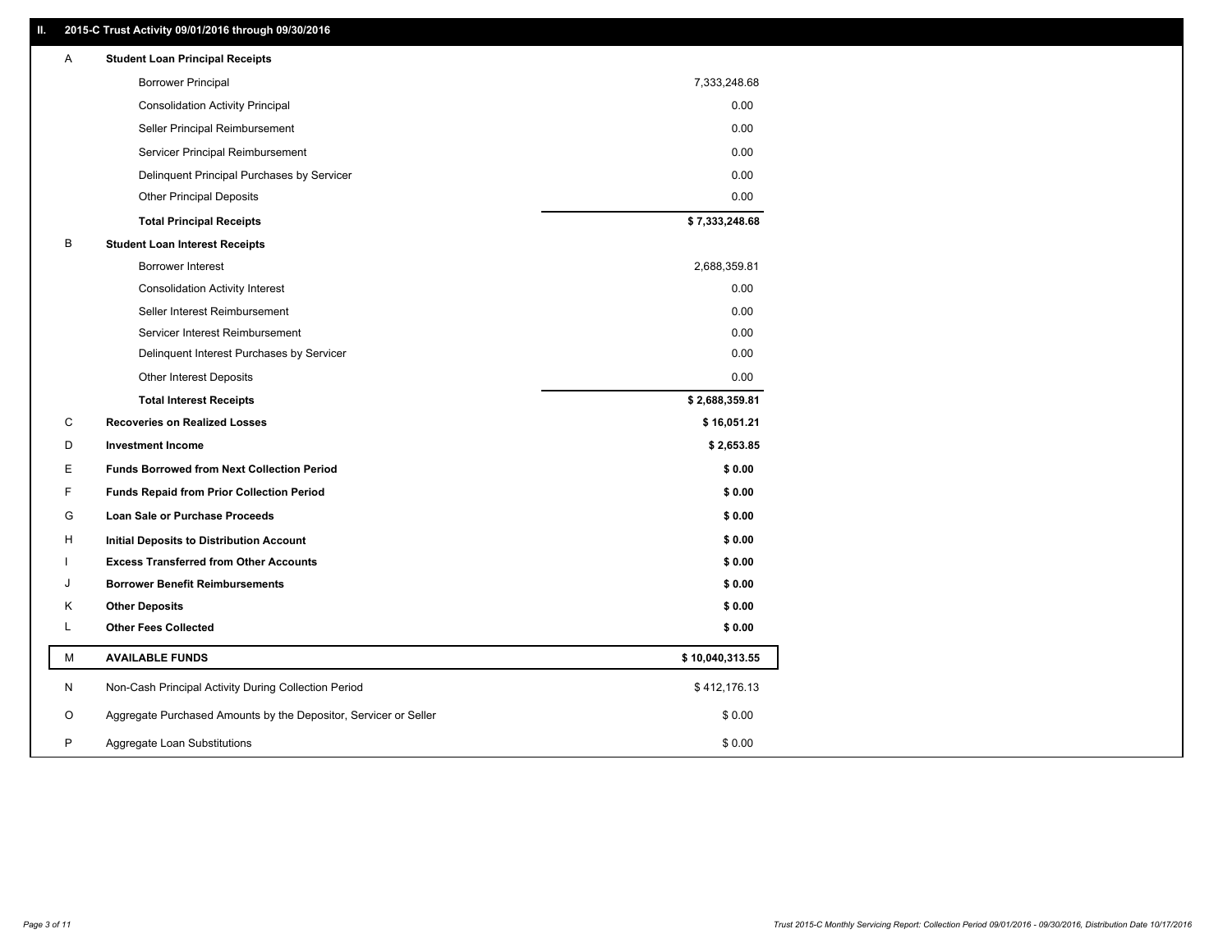## II. 2015-C Trust Activity 09/01/2016 through 09/30/2016

| | | |
|---|---|---|
| A | **Student Loan Principal Receipts** | |
| | Borrower Principal | 7,333,248.68 |
| | Consolidation Activity Principal | 0.00 |
| | Seller Principal Reimbursement | 0.00 |
| | Servicer Principal Reimbursement | 0.00 |
| | Delinquent Principal Purchases by Servicer | 0.00 |
| | Other Principal Deposits | 0.00 |
| | **Total Principal Receipts** | **$ 7,333,248.68** |
| B | **Student Loan Interest Receipts** | |
| | Borrower Interest | 2,688,359.81 |
| | Consolidation Activity Interest | 0.00 |
| | Seller Interest Reimbursement | 0.00 |
| | Servicer Interest Reimbursement | 0.00 |
| | Delinquent Interest Purchases by Servicer | 0.00 |
| | Other Interest Deposits | 0.00 |
| | **Total Interest Receipts** | **$ 2,688,359.81** |
| C | **Recoveries on Realized Losses** | **$ 16,051.21** |
| D | **Investment Income** | **$ 2,653.85** |
| E | **Funds Borrowed from Next Collection Period** | **$ 0.00** |
| F | **Funds Repaid from Prior Collection Period** | **$ 0.00** |
| G | **Loan Sale or Purchase Proceeds** | **$ 0.00** |
| H | **Initial Deposits to Distribution Account** | **$ 0.00** |
| I | **Excess Transferred from Other Accounts** | **$ 0.00** |
| J | **Borrower Benefit Reimbursements** | **$ 0.00** |
| K | **Other Deposits** | **$ 0.00** |
| L | **Other Fees Collected** | **$ 0.00** |
| M | **AVAILABLE FUNDS** | **$ 10,040,313.55** |
| N | Non-Cash Principal Activity During Collection Period | $ 412,176.13 |
| O | Aggregate Purchased Amounts by the Depositor, Servicer or Seller | $ 0.00 |
| P | Aggregate Loan Substitutions | $ 0.00 |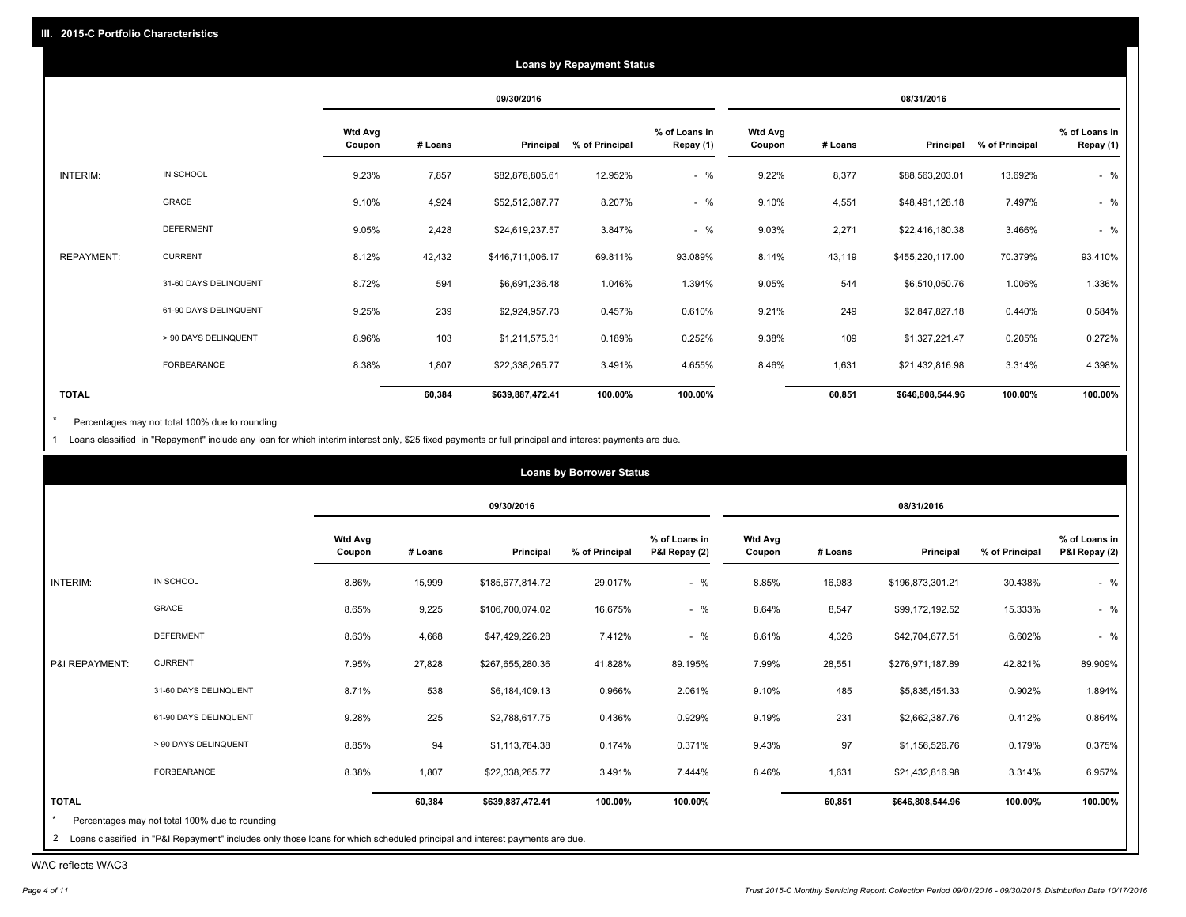## III. 2015-C Portfolio Characteristics

### Loans by Repayment Status

| | | 09/30/2016 | | | | | 08/31/2016 | | | | |
|---|---|---|---|---|---|---|---|---|---|---|---|
| | | Wtd Avg Coupon | # Loans | Principal | % of Principal | % of Loans in Repay (1) | Wtd Avg Coupon | # Loans | Principal | % of Principal | % of Loans in Repay (1) |
| INTERIM: | IN SCHOOL | 9.23% | 7,857 | $82,878,805.61 | 12.952% | - % | 9.22% | 8,377 | $88,563,203.01 | 13.692% | - % |
| | GRACE | 9.10% | 4,924 | $52,512,387.77 | 8.207% | - % | 9.10% | 4,551 | $48,491,128.18 | 7.497% | - % |
| | DEFERMENT | 9.05% | 2,428 | $24,619,237.57 | 3.847% | - % | 9.03% | 2,271 | $22,416,180.38 | 3.466% | - % |
| REPAYMENT: | CURRENT | 8.12% | 42,432 | $446,711,006.17 | 69.811% | 93.089% | 8.14% | 43,119 | $455,220,117.00 | 70.379% | 93.410% |
| | 31-60 DAYS DELINQUENT | 8.72% | 594 | $6,691,236.48 | 1.046% | 1.394% | 9.05% | 544 | $6,510,050.76 | 1.006% | 1.336% |
| | 61-90 DAYS DELINQUENT | 9.25% | 239 | $2,924,957.73 | 0.457% | 0.610% | 9.21% | 249 | $2,847,827.18 | 0.440% | 0.584% |
| | > 90 DAYS DELINQUENT | 8.96% | 103 | $1,211,575.31 | 0.189% | 0.252% | 9.38% | 109 | $1,327,221.47 | 0.205% | 0.272% |
| | FORBEARANCE | 8.38% | 1,807 | $22,338,265.77 | 3.491% | 4.655% | 8.46% | 1,631 | $21,432,816.98 | 3.314% | 4.398% |
| **TOTAL** | | | **60,384** | **$639,887,472.41** | **100.00%** | **100.00%** | | **60,851** | **$646,808,544.96** | **100.00%** | **100.00%** |

\* Percentages may not total 100% due to rounding

1 Loans classified in "Repayment" include any loan for which interim interest only, $25 fixed payments or full principal and interest payments are due.

### Loans by Borrower Status

| | | 09/30/2016 | | | | | 08/31/2016 | | | | |
|---|---|---|---|---|---|---|---|---|---|---|---|
| | | Wtd Avg Coupon | # Loans | Principal | % of Principal | % of Loans in P&I Repay (2) | Wtd Avg Coupon | # Loans | Principal | % of Principal | % of Loans in P&I Repay (2) |
| INTERIM: | IN SCHOOL | 8.86% | 15,999 | $185,677,814.72 | 29.017% | - % | 8.85% | 16,983 | $196,873,301.21 | 30.438% | - % |
| | GRACE | 8.65% | 9,225 | $106,700,074.02 | 16.675% | - % | 8.64% | 8,547 | $99,172,192.52 | 15.333% | - % |
| | DEFERMENT | 8.63% | 4,668 | $47,429,226.28 | 7.412% | - % | 8.61% | 4,326 | $42,704,677.51 | 6.602% | - % |
| P&I REPAYMENT: | CURRENT | 7.95% | 27,828 | $267,655,280.36 | 41.828% | 89.195% | 7.99% | 28,551 | $276,971,187.89 | 42.821% | 89.909% |
| | 31-60 DAYS DELINQUENT | 8.71% | 538 | $6,184,409.13 | 0.966% | 2.061% | 9.10% | 485 | $5,835,454.33 | 0.902% | 1.894% |
| | 61-90 DAYS DELINQUENT | 9.28% | 225 | $2,788,617.75 | 0.436% | 0.929% | 9.19% | 231 | $2,662,387.76 | 0.412% | 0.864% |
| | > 90 DAYS DELINQUENT | 8.85% | 94 | $1,113,784.38 | 0.174% | 0.371% | 9.43% | 97 | $1,156,526.76 | 0.179% | 0.375% |
| | FORBEARANCE | 8.38% | 1,807 | $22,338,265.77 | 3.491% | 7.444% | 8.46% | 1,631 | $21,432,816.98 | 3.314% | 6.957% |
| **TOTAL** | | | **60,384** | **$639,887,472.41** | **100.00%** | **100.00%** | | **60,851** | **$646,808,544.96** | **100.00%** | **100.00%** |

\* Percentages may not total 100% due to rounding

2 Loans classified in "P&I Repayment" includes only those loans for which scheduled principal and interest payments are due.

WAC reflects WAC3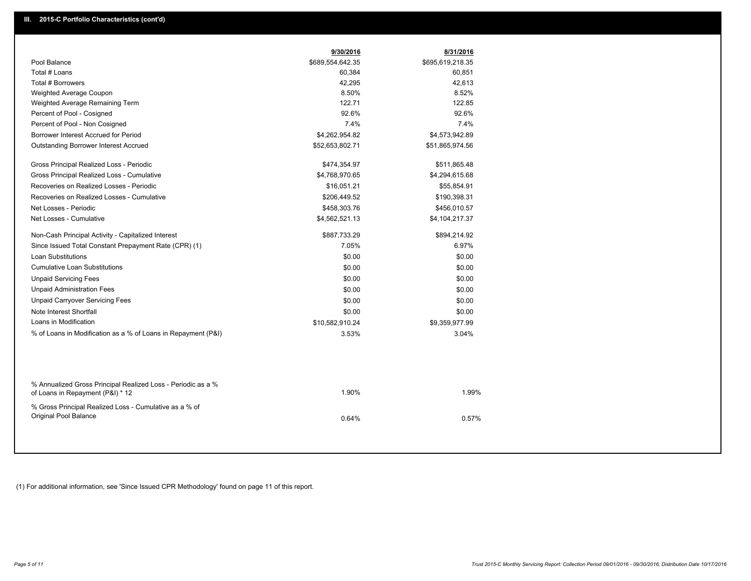## III. 2015-C Portfolio Characteristics (cont'd)

| | 9/30/2016 | 8/31/2016 |
|---|---|---|
| Pool Balance | $689,554,642.35 | $695,619,218.35 |
| Total # Loans | 60,384 | 60,851 |
| Total # Borrowers | 42,295 | 42,613 |
| Weighted Average Coupon | 8.50% | 8.52% |
| Weighted Average Remaining Term | 122.71 | 122.85 |
| Percent of Pool - Cosigned | 92.6% | 92.6% |
| Percent of Pool - Non Cosigned | 7.4% | 7.4% |
| Borrower Interest Accrued for Period | $4,262,954.82 | $4,573,942.89 |
| Outstanding Borrower Interest Accrued | $52,653,802.71 | $51,865,974.56 |
| Gross Principal Realized Loss - Periodic | $474,354.97 | $511,865.48 |
| Gross Principal Realized Loss - Cumulative | $4,768,970.65 | $4,294,615.68 |
| Recoveries on Realized Losses - Periodic | $16,051.21 | $55,854.91 |
| Recoveries on Realized Losses - Cumulative | $206,449.52 | $190,398.31 |
| Net Losses - Periodic | $458,303.76 | $456,010.57 |
| Net Losses - Cumulative | $4,562,521.13 | $4,104,217.37 |
| Non-Cash Principal Activity - Capitalized Interest | $887,733.29 | $894,214.92 |
| Since Issued Total Constant Prepayment Rate (CPR) (1) | 7.05% | 6.97% |
| Loan Substitutions | $0.00 | $0.00 |
| Cumulative Loan Substitutions | $0.00 | $0.00 |
| Unpaid Servicing Fees | $0.00 | $0.00 |
| Unpaid Administration Fees | $0.00 | $0.00 |
| Unpaid Carryover Servicing Fees | $0.00 | $0.00 |
| Note Interest Shortfall | $0.00 | $0.00 |
| Loans in Modification | $10,582,910.24 | $9,359,977.99 |
| % of Loans in Modification as a % of Loans in Repayment (P&I) | 3.53% | 3.04% |
| % Annualized Gross Principal Realized Loss - Periodic as a % of Loans in Repayment (P&I) * 12 | 1.90% | 1.99% |
| % Gross Principal Realized Loss - Cumulative as a % of Original Pool Balance | 0.64% | 0.57% |

(1) For additional information, see 'Since Issued CPR Methodology' found on page 11 of this report.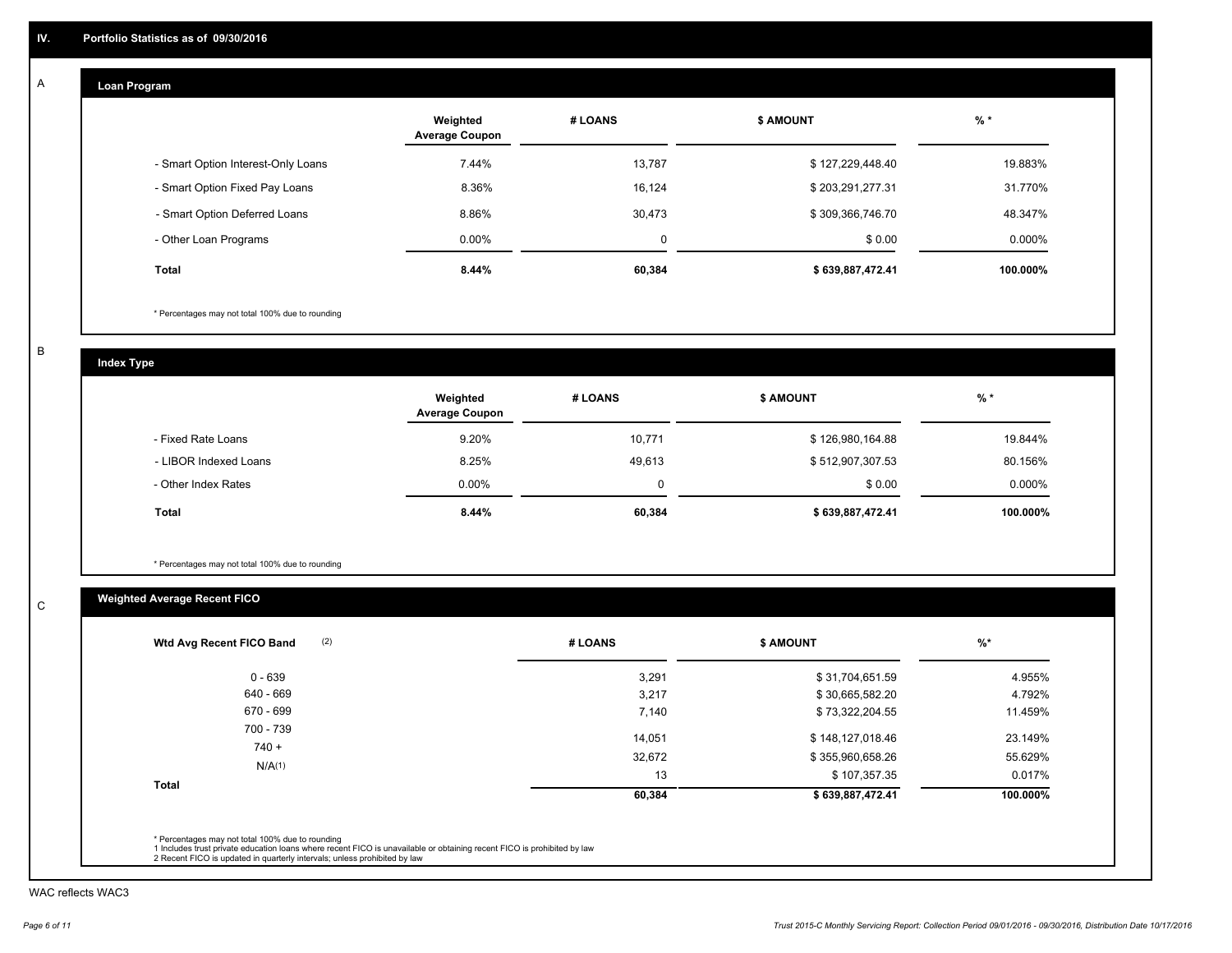# IV. Portfolio Statistics as of 09/30/2016

## A Loan Program

| | Weighted Average Coupon | # LOANS | $ AMOUNT | % * |
|---|---|---|---|---|
| - Smart Option Interest-Only Loans | 7.44% | 13,787 | $ 127,229,448.40 | 19.883% |
| - Smart Option Fixed Pay Loans | 8.36% | 16,124 | $ 203,291,277.31 | 31.770% |
| - Smart Option Deferred Loans | 8.86% | 30,473 | $ 309,366,746.70 | 48.347% |
| - Other Loan Programs | 0.00% | 0 | $ 0.00 | 0.000% |
| **Total** | **8.44%** | **60,384** | **$ 639,887,472.41** | **100.000%** |

* Percentages may not total 100% due to rounding

## B Index Type

| | Weighted Average Coupon | # LOANS | $ AMOUNT | % * |
|---|---|---|---|---|
| - Fixed Rate Loans | 9.20% | 10,771 | $ 126,980,164.88 | 19.844% |
| - LIBOR Indexed Loans | 8.25% | 49,613 | $ 512,907,307.53 | 80.156% |
| - Other Index Rates | 0.00% | 0 | $ 0.00 | 0.000% |
| **Total** | **8.44%** | **60,384** | **$ 639,887,472.41** | **100.000%** |

* Percentages may not total 100% due to rounding

## C Weighted Average Recent FICO

| Wtd Avg Recent FICO Band (2) | # LOANS | $ AMOUNT | %* |
|---|---|---|---|
| 0 - 639 | 3,291 | $ 31,704,651.59 | 4.955% |
| 640 - 669 | 3,217 | $ 30,665,582.20 | 4.792% |
| 670 - 699 | 7,140 | $ 73,322,204.55 | 11.459% |
| 700 - 739 | 14,051 | $ 148,127,018.46 | 23.149% |
| 740 + | 32,672 | $ 355,960,658.26 | 55.629% |
| N/A(1) | 13 | $ 107,357.35 | 0.017% |
| **Total** | **60,384** | **$ 639,887,472.41** | **100.000%** |

* Percentages may not total 100% due to rounding
1 Includes trust private education loans where recent FICO is unavailable or obtaining recent FICO is prohibited by law
2 Recent FICO is updated in quarterly intervals; unless prohibited by law

WAC reflects WAC3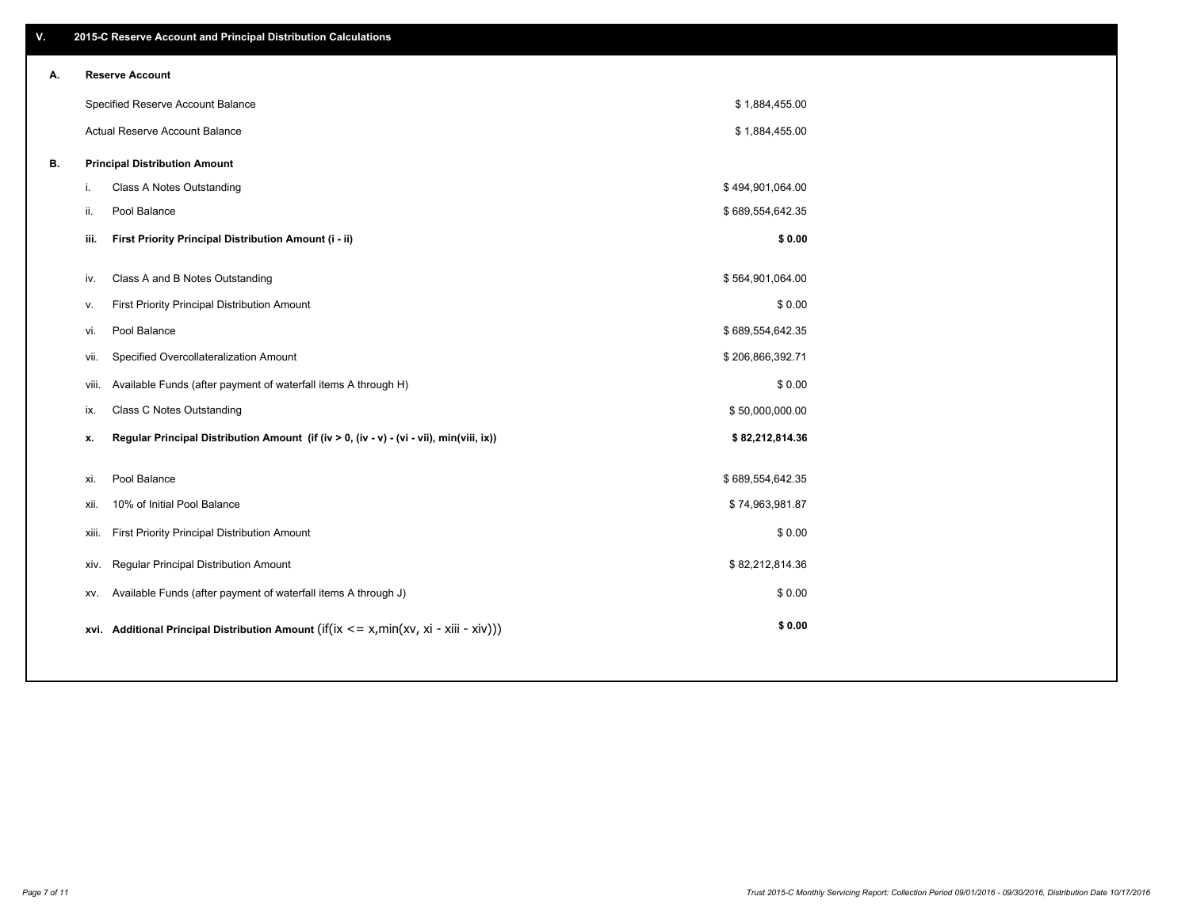## V. 2015-C Reserve Account and Principal Distribution Calculations

### A. Reserve Account

| | |
|---|---|
| Specified Reserve Account Balance | $ 1,884,455.00 |
| Actual Reserve Account Balance | $ 1,884,455.00 |

### B. Principal Distribution Amount

| | | |
|---|---|---|
| i. | Class A Notes Outstanding | $ 494,901,064.00 |
| ii. | Pool Balance | $ 689,554,642.35 |
| **iii.** | **First Priority Principal Distribution Amount (i - ii)** | **$ 0.00** |
| iv. | Class A and B Notes Outstanding | $ 564,901,064.00 |
| v. | First Priority Principal Distribution Amount | $ 0.00 |
| vi. | Pool Balance | $ 689,554,642.35 |
| vii. | Specified Overcollateralization Amount | $ 206,866,392.71 |
| viii. | Available Funds (after payment of waterfall items A through H) | $ 0.00 |
| ix. | Class C Notes Outstanding | $ 50,000,000.00 |
| **x.** | **Regular Principal Distribution Amount (if (iv > 0, (iv - v) - (vi - vii), min(viii, ix))** | **$ 82,212,814.36** |
| xi. | Pool Balance | $ 689,554,642.35 |
| xii. | 10% of Initial Pool Balance | $ 74,963,981.87 |
| xiii. | First Priority Principal Distribution Amount | $ 0.00 |
| xiv. | Regular Principal Distribution Amount | $ 82,212,814.36 |
| xv. | Available Funds (after payment of waterfall items A through J) | $ 0.00 |
| **xvi.** | **Additional Principal Distribution Amount** (if(ix <= x,min(xv, xi - xiii - xiv))) | **$ 0.00** |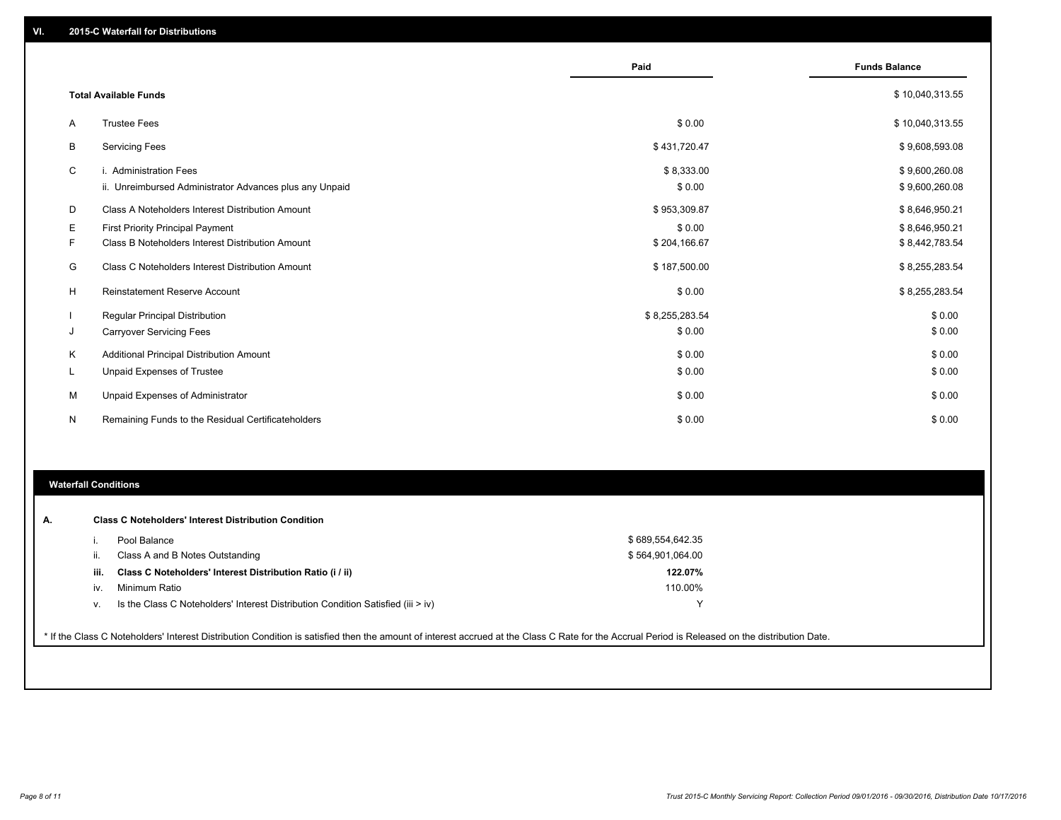## VI. 2015-C Waterfall for Distributions

| | | Paid | Funds Balance |
|---|---|---|---|
| | **Total Available Funds** | | $ 10,040,313.55 |
| A | Trustee Fees | $ 0.00 | $ 10,040,313.55 |
| B | Servicing Fees | $ 431,720.47 | $ 9,608,593.08 |
| C | i. Administration Fees | $ 8,333.00 | $ 9,600,260.08 |
| | ii. Unreimbursed Administrator Advances plus any Unpaid | $ 0.00 | $ 9,600,260.08 |
| D | Class A Noteholders Interest Distribution Amount | $ 953,309.87 | $ 8,646,950.21 |
| E | First Priority Principal Payment | $ 0.00 | $ 8,646,950.21 |
| F | Class B Noteholders Interest Distribution Amount | $ 204,166.67 | $ 8,442,783.54 |
| G | Class C Noteholders Interest Distribution Amount | $ 187,500.00 | $ 8,255,283.54 |
| H | Reinstatement Reserve Account | $ 0.00 | $ 8,255,283.54 |
| I | Regular Principal Distribution | $ 8,255,283.54 | $ 0.00 |
| J | Carryover Servicing Fees | $ 0.00 | $ 0.00 |
| K | Additional Principal Distribution Amount | $ 0.00 | $ 0.00 |
| L | Unpaid Expenses of Trustee | $ 0.00 | $ 0.00 |
| M | Unpaid Expenses of Administrator | $ 0.00 | $ 0.00 |
| N | Remaining Funds to the Residual Certificateholders | $ 0.00 | $ 0.00 |

## Waterfall Conditions

**A. Class C Noteholders' Interest Distribution Condition**

| | | |
|---|---|---|
| i. | Pool Balance | $ 689,554,642.35 |
| ii. | Class A and B Notes Outstanding | $ 564,901,064.00 |
| **iii.** | **Class C Noteholders' Interest Distribution Ratio (i / ii)** | **122.07%** |
| iv. | Minimum Ratio | 110.00% |
| v. | Is the Class C Noteholders' Interest Distribution Condition Satisfied (iii > iv) | Y |

* If the Class C Noteholders' Interest Distribution Condition is satisfied then the amount of interest accrued at the Class C Rate for the Accrual Period is Released on the distribution Date.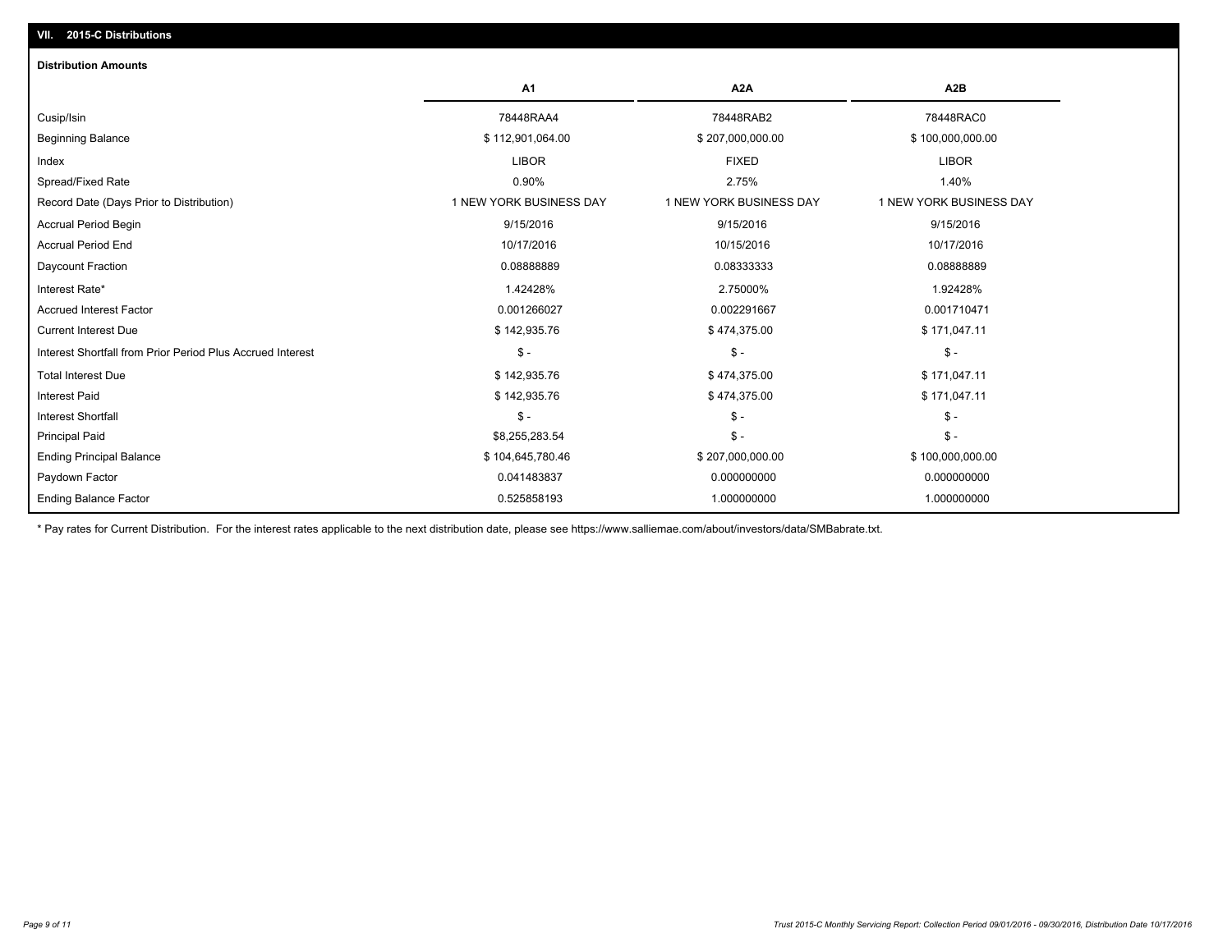## VII. 2015-C Distributions

### Distribution Amounts

| | A1 | A2A | A2B |
|---|---|---|---|
| Cusip/Isin | 78448RAA4 | 78448RAB2 | 78448RAC0 |
| Beginning Balance | $ 112,901,064.00 | $ 207,000,000.00 | $ 100,000,000.00 |
| Index | LIBOR | FIXED | LIBOR |
| Spread/Fixed Rate | 0.90% | 2.75% | 1.40% |
| Record Date (Days Prior to Distribution) | 1 NEW YORK BUSINESS DAY | 1 NEW YORK BUSINESS DAY | 1 NEW YORK BUSINESS DAY |
| Accrual Period Begin | 9/15/2016 | 9/15/2016 | 9/15/2016 |
| Accrual Period End | 10/17/2016 | 10/15/2016 | 10/17/2016 |
| Daycount Fraction | 0.08888889 | 0.08333333 | 0.08888889 |
| Interest Rate* | 1.42428% | 2.75000% | 1.92428% |
| Accrued Interest Factor | 0.001266027 | 0.002291667 | 0.001710471 |
| Current Interest Due | $ 142,935.76 | $ 474,375.00 | $ 171,047.11 |
| Interest Shortfall from Prior Period Plus Accrued Interest | $ - | $ - | $ - |
| Total Interest Due | $ 142,935.76 | $ 474,375.00 | $ 171,047.11 |
| Interest Paid | $ 142,935.76 | $ 474,375.00 | $ 171,047.11 |
| Interest Shortfall | $ - | $ - | $ - |
| Principal Paid | $8,255,283.54 | $ - | $ - |
| Ending Principal Balance | $ 104,645,780.46 | $ 207,000,000.00 | $ 100,000,000.00 |
| Paydown Factor | 0.041483837 | 0.000000000 | 0.000000000 |
| Ending Balance Factor | 0.525858193 | 1.000000000 | 1.000000000 |

* Pay rates for Current Distribution. For the interest rates applicable to the next distribution date, please see https://www.salliemae.com/about/investors/data/SMBabrate.txt.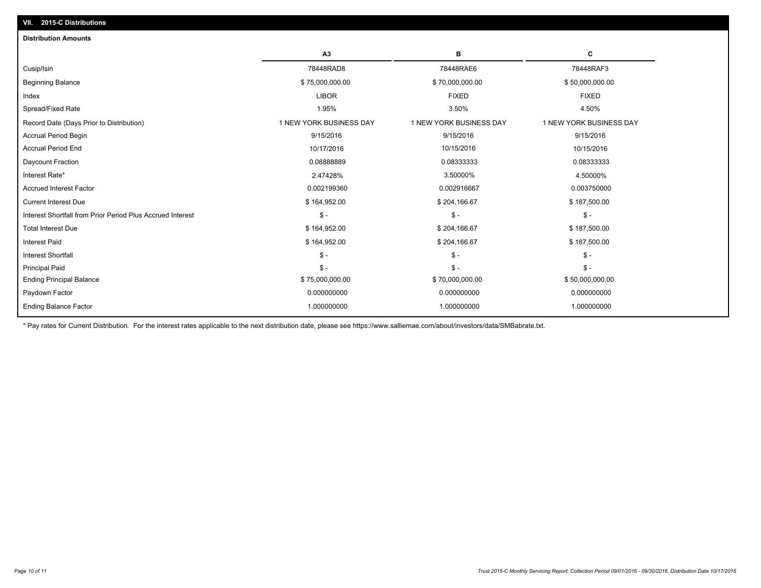## VII. 2015-C Distributions

### Distribution Amounts

| | A3 | B | C |
|---|---|---|---|
| Cusip/Isin | 78448RAD8 | 78448RAE6 | 78448RAF3 |
| Beginning Balance | $ 75,000,000.00 | $ 70,000,000.00 | $ 50,000,000.00 |
| Index | LIBOR | FIXED | FIXED |
| Spread/Fixed Rate | 1.95% | 3.50% | 4.50% |
| Record Date (Days Prior to Distribution) | 1 NEW YORK BUSINESS DAY | 1 NEW YORK BUSINESS DAY | 1 NEW YORK BUSINESS DAY |
| Accrual Period Begin | 9/15/2016 | 9/15/2016 | 9/15/2016 |
| Accrual Period End | 10/17/2016 | 10/15/2016 | 10/15/2016 |
| Daycount Fraction | 0.08888889 | 0.08333333 | 0.08333333 |
| Interest Rate* | 2.47428% | 3.50000% | 4.50000% |
| Accrued Interest Factor | 0.002199360 | 0.002916667 | 0.003750000 |
| Current Interest Due | $ 164,952.00 | $ 204,166.67 | $ 187,500.00 |
| Interest Shortfall from Prior Period Plus Accrued Interest | $ - | $ - | $ - |
| Total Interest Due | $ 164,952.00 | $ 204,166.67 | $ 187,500.00 |
| Interest Paid | $ 164,952.00 | $ 204,166.67 | $ 187,500.00 |
| Interest Shortfall | $ - | $ - | $ - |
| Principal Paid | $ - | $ - | $ - |
| Ending Principal Balance | $ 75,000,000.00 | $ 70,000,000.00 | $ 50,000,000.00 |
| Paydown Factor | 0.000000000 | 0.000000000 | 0.000000000 |
| Ending Balance Factor | 1.000000000 | 1.000000000 | 1.000000000 |

* Pay rates for Current Distribution. For the interest rates applicable to the next distribution date, please see https://www.salliemae.com/about/investors/data/SMBabrate.txt.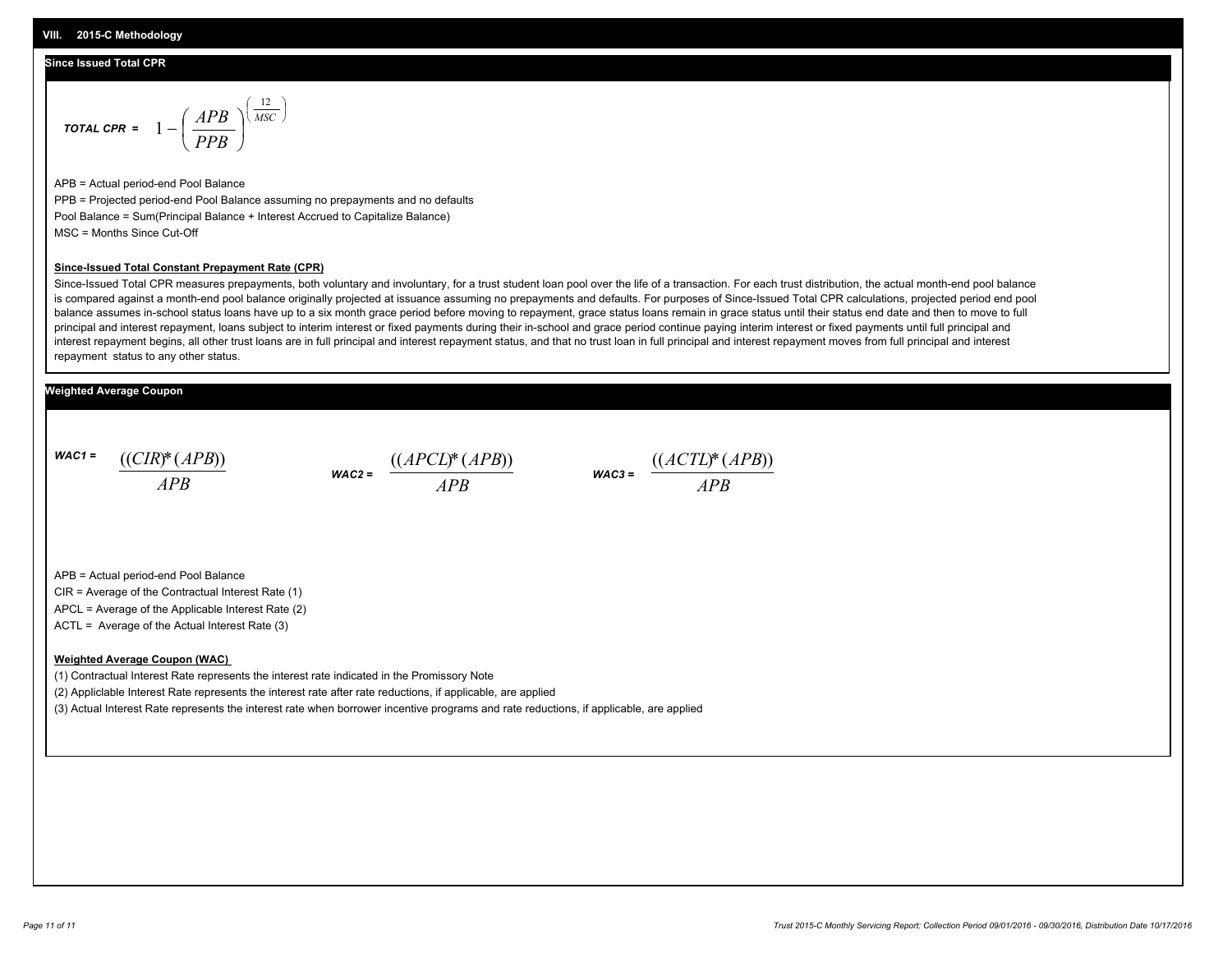## VIII. 2015-C Methodology

### Since Issued Total CPR

$$\textit{TOTAL CPR} = 1 - \left(\frac{APB}{PPB}\right)^{\left(\frac{12}{MSC}\right)}$$

APB = Actual period-end Pool Balance

PPB = Projected period-end Pool Balance assuming no prepayments and no defaults

Pool Balance = Sum(Principal Balance + Interest Accrued to Capitalize Balance)

MSC = Months Since Cut-Off

**Since-Issued Total Constant Prepayment Rate (CPR)**

Since-Issued Total CPR measures prepayments, both voluntary and involuntary, for a trust student loan pool over the life of a transaction. For each trust distribution, the actual month-end pool balance is compared against a month-end pool balance originally projected at issuance assuming no prepayments and defaults. For purposes of Since-Issued Total CPR calculations, projected period end pool balance assumes in-school status loans have up to a six month grace period before moving to repayment, grace status loans remain in grace status until their status end date and then to move to full principal and interest repayment, loans subject to interim interest or fixed payments during their in-school and grace period continue paying interim interest or fixed payments until full principal and interest repayment begins, all other trust loans are in full principal and interest repayment status, and that no trust loan in full principal and interest repayment moves from full principal and interest repayment status to any other status.

### Weighted Average Coupon

$$\textit{WAC1} = \frac{((CIR)*(APB))}{APB} \qquad \textit{WAC2} = \frac{((APCL)*(APB))}{APB} \qquad \textit{WAC3} = \frac{((ACTL)*(APB))}{APB}$$

APB = Actual period-end Pool Balance

CIR = Average of the Contractual Interest Rate (1)

APCL = Average of the Applicable Interest Rate (2)

ACTL = Average of the Actual Interest Rate (3)

**Weighted Average Coupon (WAC)**

(1) Contractual Interest Rate represents the interest rate indicated in the Promissory Note

(2) Appliclable Interest Rate represents the interest rate after rate reductions, if applicable, are applied

(3) Actual Interest Rate represents the interest rate when borrower incentive programs and rate reductions, if applicable, are applied